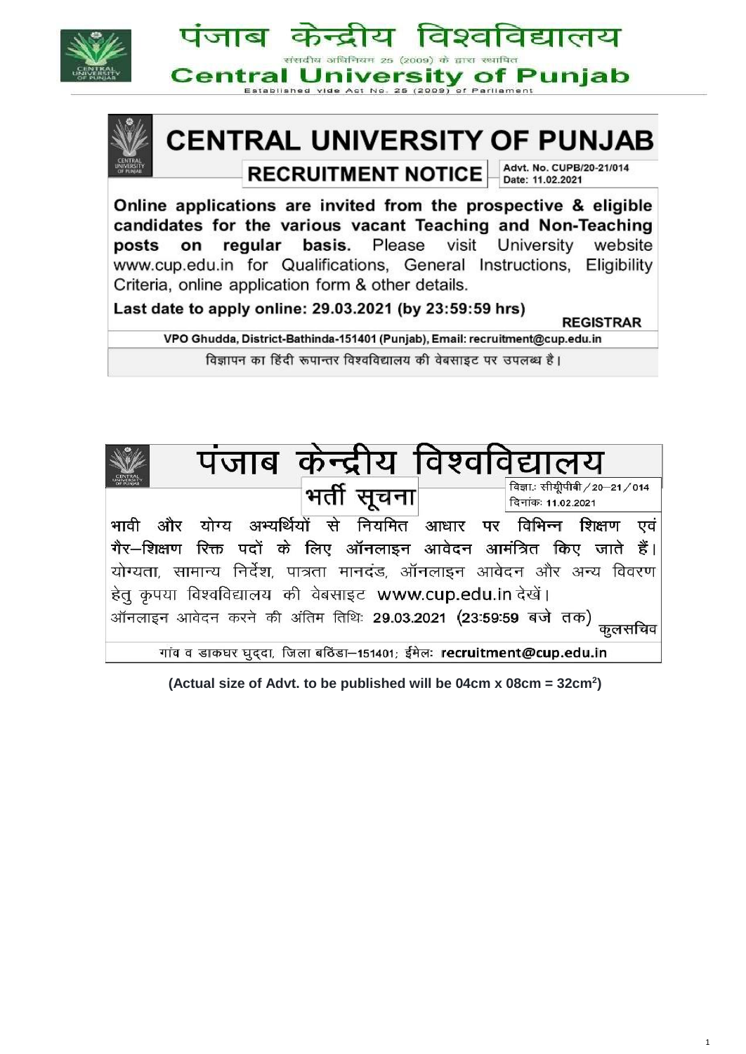# पंजाब केन्द्रीय विश्वविद्यालय

संसदीय अधिनियम 25 (2009) के द्वारा स्थापित

# Central University of Punjab

Established vide Act No. 25 (2009) of Parliament

## CENTRAL UNIVERSITY OF PUNJAB

### RECRUITMENT NOTICE

Advt. No. CUPB/20-21/014
Date: 11.02.2021

**Online applications are invited from the prospective & eligible candidates for the various vacant Teaching and Non-Teaching posts on regular basis.** Please visit University website www.cup.edu.in for Qualifications, General Instructions, Eligibility Criteria, online application form & other details.

**Last date to apply online: 29.03.2021 (by 23:59:59 hrs)**

**REGISTRAR**

**VPO Ghudda, District-Bathinda-151401 (Punjab), Email: recruitment@cup.edu.in**

विज्ञापन का हिंदी रूपान्तर विश्वविद्यालय की वेबसाइट पर उपलब्ध है।

## पंजाब केन्द्रीय विश्वविद्यालय

### भर्ती सूचना

विज्ञा.: सीयूपीबी/20–21/014
दिनांक: **11.02.2021**

**भावी और योग्य अभ्यर्थियों से नियमित आधार पर विभिन्न शिक्षण एवं गैर–शिक्षण रिक्त पदों के लिए ऑनलाइन आवेदन आमंत्रित किए जाते हैं।** योग्यता, सामान्य निर्देश, पात्रता मानदंड, ऑनलाइन आवेदन और अन्य विवरण हेतु कृपया विश्वविद्यालय की वेबसाइट www.cup.edu.in देखें।

ऑनलाइन आवेदन करने की अंतिम तिथि: **29.03.2021** (23:59:59 बजे तक)

कुलसचिव

गांव व डाकघर घुद्दा, जिला बठिंडा–151401; ईमेल: **recruitment@cup.edu.in**

**(Actual size of Advt. to be published will be 04cm x 08cm = 32cm$^2$)**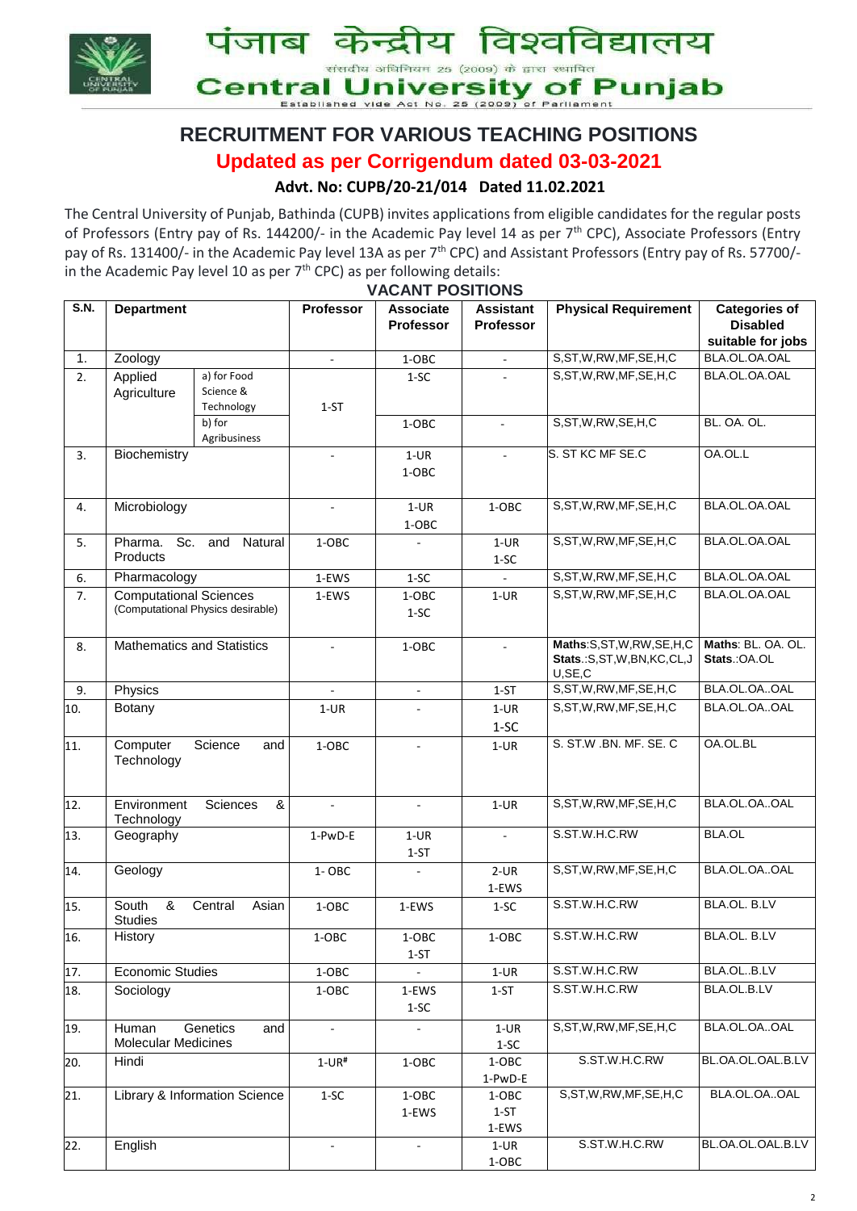# पंजाब केन्द्रीय विश्वविद्यालय

संसदीय अधिनियम 25 (2009) के द्वारा स्थापित

# Central University of Punjab

Established vide Act No. 25 (2009) of Parliament

## RECRUITMENT FOR VARIOUS TEACHING POSITIONS

## Updated as per Corrigendum dated 03-03-2021

### Advt. No: CUPB/20-21/014 Dated 11.02.2021

The Central University of Punjab, Bathinda (CUPB) invites applications from eligible candidates for the regular posts of Professors (Entry pay of Rs. 144200/- in the Academic Pay level 14 as per 7[th] CPC), Associate Professors (Entry pay of Rs. 131400/- in the Academic Pay level 13A as per 7[th] CPC) and Assistant Professors (Entry pay of Rs. 57700/- in the Academic Pay level 10 as per 7[th] CPC) as per following details:

**VACANT POSITIONS**

| S.N. | Department | | Professor | Associate Professor | Assistant Professor | Physical Requirement | Categories of Disabled suitable for jobs |
|---|---|---|---|---|---|---|---|
| 1. | Zoology | | - | 1-OBC | - | S,ST,W,RW,MF,SE,H,C | BLA.OL.OA.OAL |
| 2. | Applied Agriculture | a) for Food Science & Technology | 1-ST | 1-SC | - | S,ST,W,RW,MF,SE,H,C | BLA.OL.OA.OAL |
| | | b) for Agribusiness | | 1-OBC | - | S,ST,W,RW,SE,H,C | BL. OA. OL. |
| 3. | Biochemistry | | - | 1-UR<br>1-OBC | - | S. ST KC MF SE.C | OA.OL.L |
| 4. | Microbiology | | - | 1-UR<br>1-OBC | 1-OBC | S,ST,W,RW,MF,SE,H,C | BLA.OL.OA.OAL |
| 5. | Pharma. Sc. and Natural Products | | 1-OBC | - | 1-UR<br>1-SC | S,ST,W,RW,MF,SE,H,C | BLA.OL.OA.OAL |
| 6. | Pharmacology | | 1-EWS | 1-SC | - | S,ST,W,RW,MF,SE,H,C | BLA.OL.OA.OAL |
| 7. | Computational Sciences (Computational Physics desirable) | | 1-EWS | 1-OBC<br>1-SC | 1-UR | S,ST,W,RW,MF,SE,H,C | BLA.OL.OA.OAL |
| 8. | Mathematics and Statistics | | - | 1-OBC | - | **Maths**:S,ST,W,RW,SE,H,C<br>**Stats**.:S,ST,W,BN,KC,CL,J U,SE,C | **Maths**: BL. OA. OL.<br>**Stats**.:OA.OL |
| 9. | Physics | | - | - | 1-ST | S,ST,W,RW,MF,SE,H,C | BLA.OL.OA..OAL |
| 10. | Botany | | 1-UR | - | 1-UR<br>1-SC | S,ST,W,RW,MF,SE,H,C | BLA.OL.OA..OAL |
| 11. | Computer Science and Technology | | 1-OBC | - | 1-UR | S. ST.W .BN. MF. SE. C | OA.OL.BL |
| 12. | Environment Sciences & Technology | | - | - | 1-UR | S,ST,W,RW,MF,SE,H,C | BLA.OL.OA..OAL |
| 13. | Geography | | 1-PwD-E | 1-UR<br>1-ST | - | S.ST.W.H.C.RW | BLA.OL |
| 14. | Geology | | 1- OBC | - | 2-UR<br>1-EWS | S,ST,W,RW,MF,SE,H,C | BLA.OL.OA..OAL |
| 15. | South & Central Asian Studies | | 1-OBC | 1-EWS | 1-SC | S.ST.W.H.C.RW | BLA.OL. B.LV |
| 16. | History | | 1-OBC | 1-OBC<br>1-ST | 1-OBC | S.ST.W.H.C.RW | BLA.OL. B.LV |
| 17. | Economic Studies | | 1-OBC | - | 1-UR | S.ST.W.H.C.RW | BLA.OL..B.LV |
| 18. | Sociology | | 1-OBC | 1-EWS<br>1-SC | 1-ST | S.ST.W.H.C.RW | BLA.OL.B.LV |
| 19. | Human Genetics and Molecular Medicines | | - | - | 1-UR<br>1-SC | S,ST,W,RW,MF,SE,H,C | BLA.OL.OA..OAL |
| 20. | Hindi | | 1-UR[#] | 1-OBC | 1-OBC<br>1-PwD-E | S.ST.W.H.C.RW | BL.OA.OL.OAL.B.LV |
| 21. | Library & Information Science | | 1-SC | 1-OBC<br>1-EWS | 1-OBC<br>1-ST<br>1-EWS | S,ST,W,RW,MF,SE,H,C | BLA.OL.OA..OAL |
| 22. | English | | - | - | 1-UR<br>1-OBC | S.ST.W.H.C.RW | BL.OA.OL.OAL.B.LV |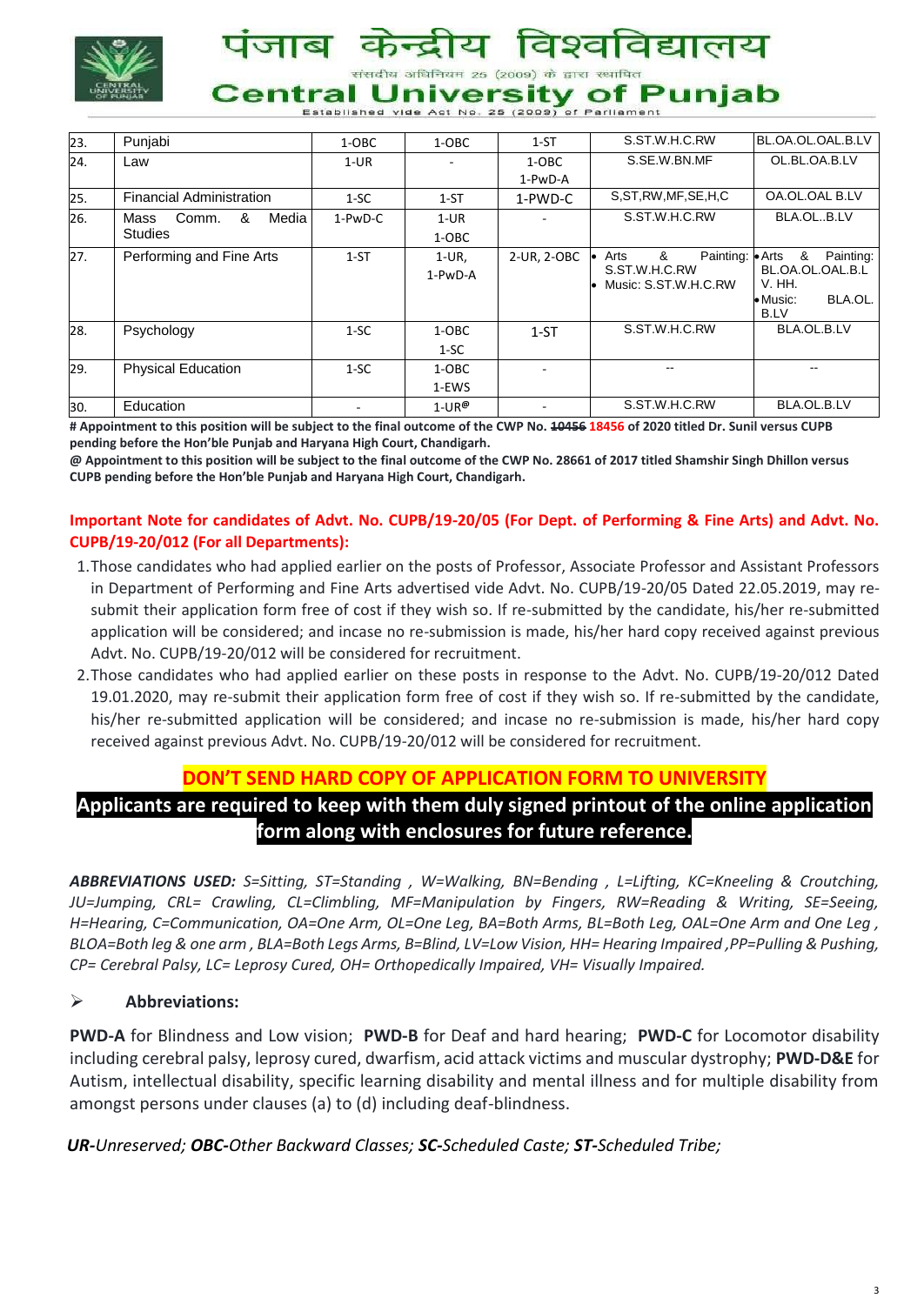# पंजाब केन्द्रीय विश्वविद्यालय

संसदीय अधिनियम 25 (2009) के द्वारा स्थापित

# Central University of Punjab

Established vide Act No. 25 (2009) of Parliament

| | | | | | | |
|---|---|---|---|---|---|---|
| 23. | Punjabi | 1-OBC | 1-OBC | 1-ST | S.ST.W.H.C.RW | BL.OA.OL.OAL.B.LV |
| 24. | Law | 1-UR | - | 1-OBC<br>1-PwD-A | S.SE.W.BN.MF | OL.BL.OA.B.LV |
| 25. | Financial Administration | 1-SC | 1-ST | 1-PWD-C | S,ST,RW,MF,SE,H,C | OA.OL.OAL B.LV |
| 26. | Mass Comm. & Media Studies | 1-PwD-C | 1-UR<br>1-OBC | - | S.ST.W.H.C.RW | BLA.OL..B.LV |
| 27. | Performing and Fine Arts | 1-ST | 1-UR,<br>1-PwD-A | 2-UR, 2-OBC | • Arts & Painting: S.ST.W.H.C.RW<br>• Music: S.ST.W.H.C.RW | • Arts & Painting: BL.OA.OL.OAL.B.L V. HH.<br>• Music: BLA.OL. B.LV |
| 28. | Psychology | 1-SC | 1-OBC<br>1-SC | 1-ST | S.ST.W.H.C.RW | BLA.OL.B.LV |
| 29. | Physical Education | 1-SC | 1-OBC<br>1-EWS | - | -- | -- |
| 30. | Education | - | 1-UR@ | - | S.ST.W.H.C.RW | BLA.OL.B.LV |

**# Appointment to this position will be subject to the final outcome of the CWP No. ~~10456~~ 18456 of 2020 titled Dr. Sunil versus CUPB pending before the Hon'ble Punjab and Haryana High Court, Chandigarh.**

**@ Appointment to this position will be subject to the final outcome of the CWP No. 28661 of 2017 titled Shamshir Singh Dhillon versus CUPB pending before the Hon'ble Punjab and Haryana High Court, Chandigarh.**

**Important Note for candidates of Advt. No. CUPB/19-20/05 (For Dept. of Performing & Fine Arts) and Advt. No. CUPB/19-20/012 (For all Departments):**

1. Those candidates who had applied earlier on the posts of Professor, Associate Professor and Assistant Professors in Department of Performing and Fine Arts advertised vide Advt. No. CUPB/19-20/05 Dated 22.05.2019, may re-submit their application form free of cost if they wish so. If re-submitted by the candidate, his/her re-submitted application will be considered; and incase no re-submission is made, his/her hard copy received against previous Advt. No. CUPB/19-20/012 will be considered for recruitment.
2. Those candidates who had applied earlier on these posts in response to the Advt. No. CUPB/19-20/012 Dated 19.01.2020, may re-submit their application form free of cost if they wish so. If re-submitted by the candidate, his/her re-submitted application will be considered; and incase no re-submission is made, his/her hard copy received against previous Advt. No. CUPB/19-20/012 will be considered for recruitment.

**DON'T SEND HARD COPY OF APPLICATION FORM TO UNIVERSITY**

**Applicants are required to keep with them duly signed printout of the online application form along with enclosures for future reference.**

***ABBREVIATIONS USED:*** *S=Sitting, ST=Standing , W=Walking, BN=Bending , L=Lifting, KC=Kneeling & Croutching, JU=Jumping, CRL= Crawling, CL=Climbling, MF=Manipulation by Fingers, RW=Reading & Writing, SE=Seeing, H=Hearing, C=Communication, OA=One Arm, OL=One Leg, BA=Both Arms, BL=Both Leg, OAL=One Arm and One Leg , BLOA=Both leg & one arm , BLA=Both Legs Arms, B=Blind, LV=Low Vision, HH= Hearing Impaired ,PP=Pulling & Pushing, CP= Cerebral Palsy, LC= Leprosy Cured, OH= Orthopedically Impaired, VH= Visually Impaired.*

- **Abbreviations:**

**PWD-A** for Blindness and Low vision; **PWD-B** for Deaf and hard hearing; **PWD-C** for Locomotor disability including cerebral palsy, leprosy cured, dwarfism, acid attack victims and muscular dystrophy; **PWD-D&E** for Autism, intellectual disability, specific learning disability and mental illness and for multiple disability from amongst persons under clauses (a) to (d) including deaf-blindness.

***UR***-*Unreserved;* ***OBC***-*Other Backward Classes;* ***SC***-*Scheduled Caste;* ***ST***-*Scheduled Tribe;*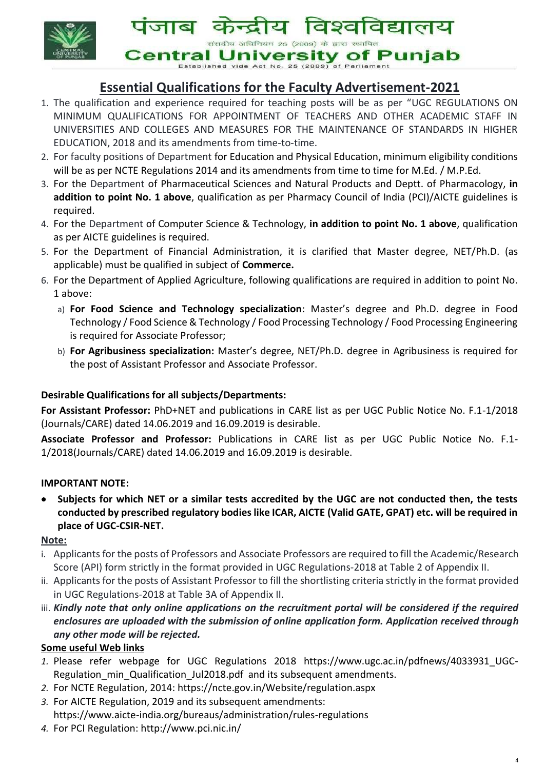# पंजाब केन्द्रीय विश्वविद्यालय

संसदीय अधिनियम 25 (2009) के द्वारा स्थापित

# Central University of Punjab

Established vide Act No. 25 (2009) of Parliament

## Essential Qualifications for the Faculty Advertisement-2021

1. The qualification and experience required for teaching posts will be as per "UGC REGULATIONS ON MINIMUM QUALIFICATIONS FOR APPOINTMENT OF TEACHERS AND OTHER ACADEMIC STAFF IN UNIVERSITIES AND COLLEGES AND MEASURES FOR THE MAINTENANCE OF STANDARDS IN HIGHER EDUCATION, 2018 and its amendments from time-to-time.
2. For faculty positions of Department for Education and Physical Education, minimum eligibility conditions will be as per NCTE Regulations 2014 and its amendments from time to time for M.Ed. / M.P.Ed.
3. For the Department of Pharmaceutical Sciences and Natural Products and Deptt. of Pharmacology, **in addition to point No. 1 above**, qualification as per Pharmacy Council of India (PCI)/AICTE guidelines is required.
4. For the Department of Computer Science & Technology, **in addition to point No. 1 above**, qualification as per AICTE guidelines is required.
5. For the Department of Financial Administration, it is clarified that Master degree, NET/Ph.D. (as applicable) must be qualified in subject of **Commerce.**
6. For the Department of Applied Agriculture, following qualifications are required in addition to point No. 1 above:
   a) **For Food Science and Technology specialization**: Master's degree and Ph.D. degree in Food Technology / Food Science & Technology / Food Processing Technology / Food Processing Engineering is required for Associate Professor;
   b) **For Agribusiness specialization:** Master's degree, NET/Ph.D. degree in Agribusiness is required for the post of Assistant Professor and Associate Professor.

**Desirable Qualifications for all subjects/Departments:**

**For Assistant Professor:** PhD+NET and publications in CARE list as per UGC Public Notice No. F.1-1/2018 (Journals/CARE) dated 14.06.2019 and 16.09.2019 is desirable.

**Associate Professor and Professor:** Publications in CARE list as per UGC Public Notice No. F.1-1/2018(Journals/CARE) dated 14.06.2019 and 16.09.2019 is desirable.

**IMPORTANT NOTE:**

- **Subjects for which NET or a similar tests accredited by the UGC are not conducted then, the tests conducted by prescribed regulatory bodies like ICAR, AICTE (Valid GATE, GPAT) etc. will be required in place of UGC-CSIR-NET.**

**Note:**

i. Applicants for the posts of Professors and Associate Professors are required to fill the Academic/Research Score (API) form strictly in the format provided in UGC Regulations-2018 at Table 2 of Appendix II.
ii. Applicants for the posts of Assistant Professor to fill the shortlisting criteria strictly in the format provided in UGC Regulations-2018 at Table 3A of Appendix II.
iii. ***Kindly note that only online applications on the recruitment portal will be considered if the required enclosures are uploaded with the submission of online application form. Application received through any other mode will be rejected.***

**Some useful Web links**

1. Please refer webpage for UGC Regulations 2018 https://www.ugc.ac.in/pdfnews/4033931_UGC-Regulation_min_Qualification_Jul2018.pdf and its subsequent amendments.
2. For NCTE Regulation, 2014: https://ncte.gov.in/Website/regulation.aspx
3. For AICTE Regulation, 2019 and its subsequent amendments: https://www.aicte-india.org/bureaus/administration/rules-regulations
4. For PCI Regulation: http://www.pci.nic.in/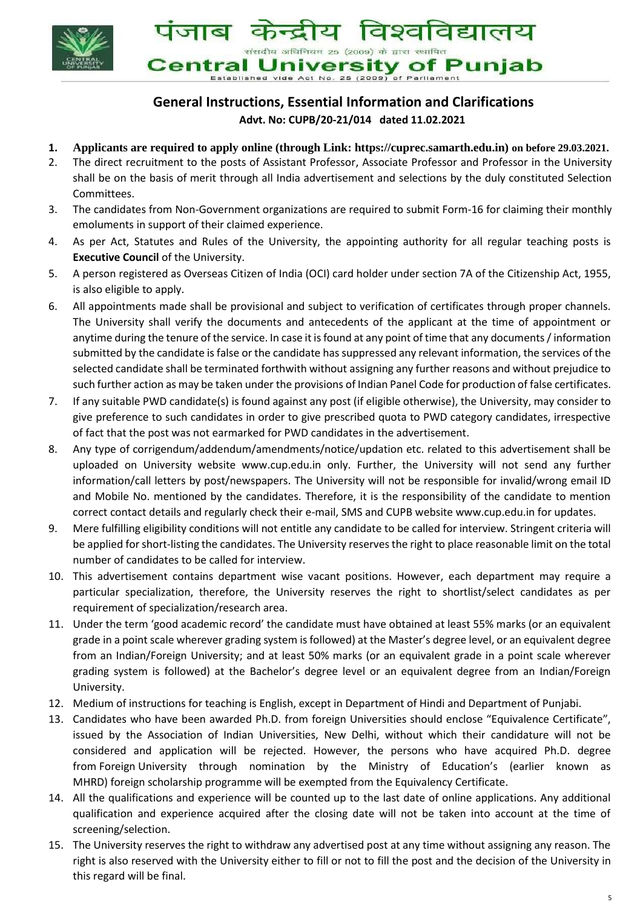# पंजाब केन्द्रीय विश्वविद्यालय

संसदीय अधिनियम 25 (2009) के द्वारा स्थापित

# Central University of Punjab

Established vide Act No. 25 (2009) of Parliament

## General Instructions, Essential Information and Clarifications

**Advt. No: CUPB/20-21/014 dated 11.02.2021**

1. **Applicants are required to apply online (through Link: https://cuprec.samarth.edu.in) on before 29.03.2021.**
2. The direct recruitment to the posts of Assistant Professor, Associate Professor and Professor in the University shall be on the basis of merit through all India advertisement and selections by the duly constituted Selection Committees.
3. The candidates from Non-Government organizations are required to submit Form-16 for claiming their monthly emoluments in support of their claimed experience.
4. As per Act, Statutes and Rules of the University, the appointing authority for all regular teaching posts is **Executive Council** of the University.
5. A person registered as Overseas Citizen of India (OCI) card holder under section 7A of the Citizenship Act, 1955, is also eligible to apply.
6. All appointments made shall be provisional and subject to verification of certificates through proper channels. The University shall verify the documents and antecedents of the applicant at the time of appointment or anytime during the tenure of the service. In case it is found at any point of time that any documents / information submitted by the candidate is false or the candidate has suppressed any relevant information, the services of the selected candidate shall be terminated forthwith without assigning any further reasons and without prejudice to such further action as may be taken under the provisions of Indian Panel Code for production of false certificates.
7. If any suitable PWD candidate(s) is found against any post (if eligible otherwise), the University, may consider to give preference to such candidates in order to give prescribed quota to PWD category candidates, irrespective of fact that the post was not earmarked for PWD candidates in the advertisement.
8. Any type of corrigendum/addendum/amendments/notice/updation etc. related to this advertisement shall be uploaded on University website www.cup.edu.in only. Further, the University will not send any further information/call letters by post/newspapers. The University will not be responsible for invalid/wrong email ID and Mobile No. mentioned by the candidates. Therefore, it is the responsibility of the candidate to mention correct contact details and regularly check their e-mail, SMS and CUPB website www.cup.edu.in for updates.
9. Mere fulfilling eligibility conditions will not entitle any candidate to be called for interview. Stringent criteria will be applied for short-listing the candidates. The University reserves the right to place reasonable limit on the total number of candidates to be called for interview.
10. This advertisement contains department wise vacant positions. However, each department may require a particular specialization, therefore, the University reserves the right to shortlist/select candidates as per requirement of specialization/research area.
11. Under the term 'good academic record' the candidate must have obtained at least 55% marks (or an equivalent grade in a point scale wherever grading system is followed) at the Master's degree level, or an equivalent degree from an Indian/Foreign University; and at least 50% marks (or an equivalent grade in a point scale wherever grading system is followed) at the Bachelor's degree level or an equivalent degree from an Indian/Foreign University.
12. Medium of instructions for teaching is English, except in Department of Hindi and Department of Punjabi.
13. Candidates who have been awarded Ph.D. from foreign Universities should enclose "Equivalence Certificate", issued by the Association of Indian Universities, New Delhi, without which their candidature will not be considered and application will be rejected. However, the persons who have acquired Ph.D. degree from Foreign University through nomination by the Ministry of Education's (earlier known as MHRD) foreign scholarship programme will be exempted from the Equivalency Certificate.
14. All the qualifications and experience will be counted up to the last date of online applications. Any additional qualification and experience acquired after the closing date will not be taken into account at the time of screening/selection.
15. The University reserves the right to withdraw any advertised post at any time without assigning any reason. The right is also reserved with the University either to fill or not to fill the post and the decision of the University in this regard will be final.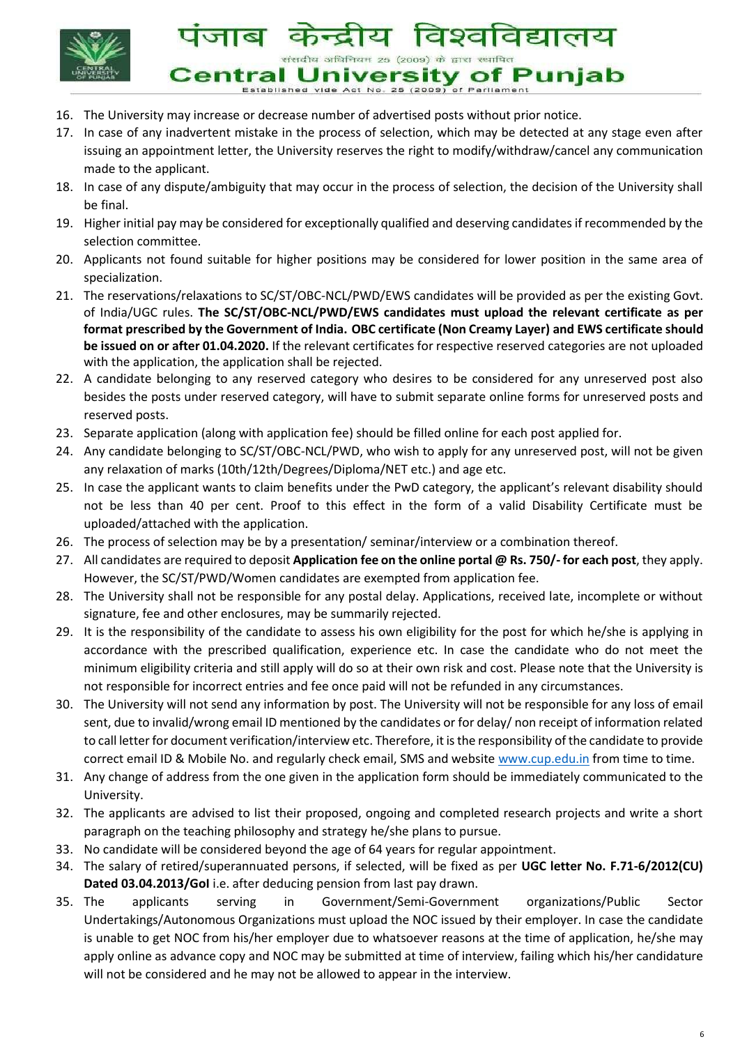16. The University may increase or decrease number of advertised posts without prior notice.
17. In case of any inadvertent mistake in the process of selection, which may be detected at any stage even after issuing an appointment letter, the University reserves the right to modify/withdraw/cancel any communication made to the applicant.
18. In case of any dispute/ambiguity that may occur in the process of selection, the decision of the University shall be final.
19. Higher initial pay may be considered for exceptionally qualified and deserving candidates if recommended by the selection committee.
20. Applicants not found suitable for higher positions may be considered for lower position in the same area of specialization.
21. The reservations/relaxations to SC/ST/OBC-NCL/PWD/EWS candidates will be provided as per the existing Govt. of India/UGC rules. **The SC/ST/OBC-NCL/PWD/EWS candidates must upload the relevant certificate as per format prescribed by the Government of India. OBC certificate (Non Creamy Layer) and EWS certificate should be issued on or after 01.04.2020.** If the relevant certificates for respective reserved categories are not uploaded with the application, the application shall be rejected.
22. A candidate belonging to any reserved category who desires to be considered for any unreserved post also besides the posts under reserved category, will have to submit separate online forms for unreserved posts and reserved posts.
23. Separate application (along with application fee) should be filled online for each post applied for.
24. Any candidate belonging to SC/ST/OBC-NCL/PWD, who wish to apply for any unreserved post, will not be given any relaxation of marks (10th/12th/Degrees/Diploma/NET etc.) and age etc.
25. In case the applicant wants to claim benefits under the PwD category, the applicant's relevant disability should not be less than 40 per cent. Proof to this effect in the form of a valid Disability Certificate must be uploaded/attached with the application.
26. The process of selection may be by a presentation/ seminar/interview or a combination thereof.
27. All candidates are required to deposit **Application fee on the online portal @ Rs. 750/- for each post**, they apply. However, the SC/ST/PWD/Women candidates are exempted from application fee.
28. The University shall not be responsible for any postal delay. Applications, received late, incomplete or without signature, fee and other enclosures, may be summarily rejected.
29. It is the responsibility of the candidate to assess his own eligibility for the post for which he/she is applying in accordance with the prescribed qualification, experience etc. In case the candidate who do not meet the minimum eligibility criteria and still apply will do so at their own risk and cost. Please note that the University is not responsible for incorrect entries and fee once paid will not be refunded in any circumstances.
30. The University will not send any information by post. The University will not be responsible for any loss of email sent, due to invalid/wrong email ID mentioned by the candidates or for delay/ non receipt of information related to call letter for document verification/interview etc. Therefore, it is the responsibility of the candidate to provide correct email ID & Mobile No. and regularly check email, SMS and website www.cup.edu.in from time to time.
31. Any change of address from the one given in the application form should be immediately communicated to the University.
32. The applicants are advised to list their proposed, ongoing and completed research projects and write a short paragraph on the teaching philosophy and strategy he/she plans to pursue.
33. No candidate will be considered beyond the age of 64 years for regular appointment.
34. The salary of retired/superannuated persons, if selected, will be fixed as per **UGC letter No. F.71-6/2012(CU) Dated 03.04.2013/GoI** i.e. after deducing pension from last pay drawn.
35. The applicants serving in Government/Semi-Government organizations/Public Sector Undertakings/Autonomous Organizations must upload the NOC issued by their employer. In case the candidate is unable to get NOC from his/her employer due to whatsoever reasons at the time of application, he/she may apply online as advance copy and NOC may be submitted at time of interview, failing which his/her candidature will not be considered and he may not be allowed to appear in the interview.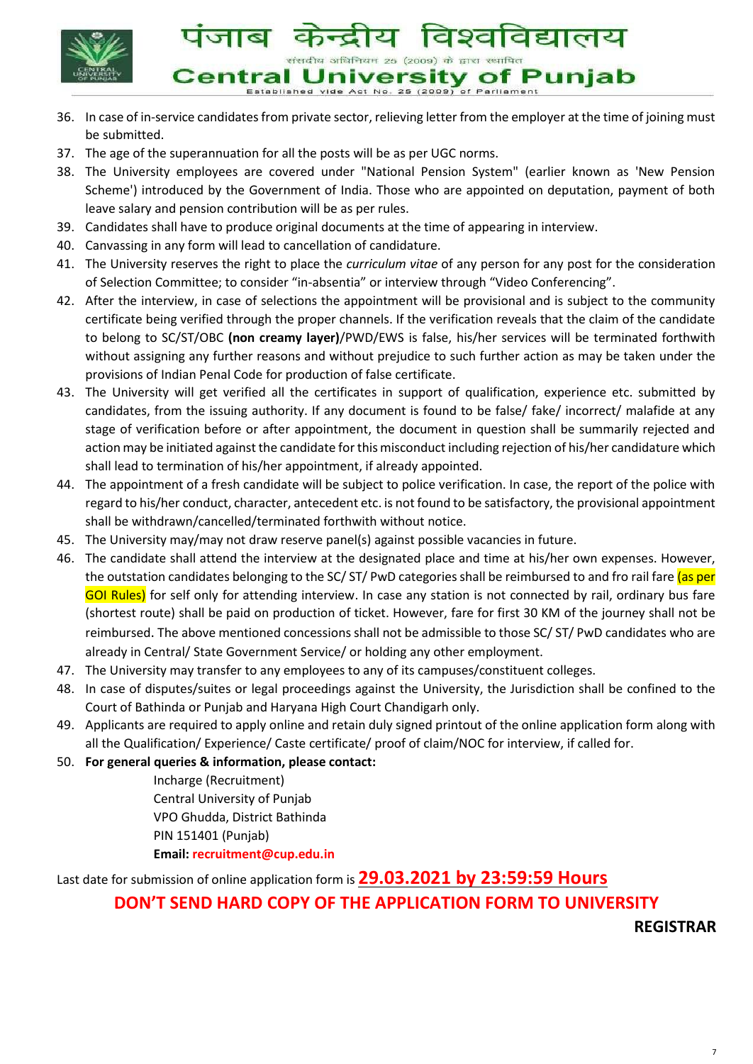36. In case of in-service candidates from private sector, relieving letter from the employer at the time of joining must be submitted.
37. The age of the superannuation for all the posts will be as per UGC norms.
38. The University employees are covered under "National Pension System" (earlier known as 'New Pension Scheme') introduced by the Government of India. Those who are appointed on deputation, payment of both leave salary and pension contribution will be as per rules.
39. Candidates shall have to produce original documents at the time of appearing in interview.
40. Canvassing in any form will lead to cancellation of candidature.
41. The University reserves the right to place the *curriculum vitae* of any person for any post for the consideration of Selection Committee; to consider "in-absentia" or interview through "Video Conferencing".
42. After the interview, in case of selections the appointment will be provisional and is subject to the community certificate being verified through the proper channels. If the verification reveals that the claim of the candidate to belong to SC/ST/OBC **(non creamy layer)**/PWD/EWS is false, his/her services will be terminated forthwith without assigning any further reasons and without prejudice to such further action as may be taken under the provisions of Indian Penal Code for production of false certificate.
43. The University will get verified all the certificates in support of qualification, experience etc. submitted by candidates, from the issuing authority. If any document is found to be false/ fake/ incorrect/ malafide at any stage of verification before or after appointment, the document in question shall be summarily rejected and action may be initiated against the candidate for this misconduct including rejection of his/her candidature which shall lead to termination of his/her appointment, if already appointed.
44. The appointment of a fresh candidate will be subject to police verification. In case, the report of the police with regard to his/her conduct, character, antecedent etc. is not found to be satisfactory, the provisional appointment shall be withdrawn/cancelled/terminated forthwith without notice.
45. The University may/may not draw reserve panel(s) against possible vacancies in future.
46. The candidate shall attend the interview at the designated place and time at his/her own expenses. However, the outstation candidates belonging to the SC/ ST/ PwD categories shall be reimbursed to and fro rail fare (as per GOI Rules) for self only for attending interview. In case any station is not connected by rail, ordinary bus fare (shortest route) shall be paid on production of ticket. However, fare for first 30 KM of the journey shall not be reimbursed. The above mentioned concessions shall not be admissible to those SC/ ST/ PwD candidates who are already in Central/ State Government Service/ or holding any other employment.
47. The University may transfer to any employees to any of its campuses/constituent colleges.
48. In case of disputes/suites or legal proceedings against the University, the Jurisdiction shall be confined to the Court of Bathinda or Punjab and Haryana High Court Chandigarh only.
49. Applicants are required to apply online and retain duly signed printout of the online application form along with all the Qualification/ Experience/ Caste certificate/ proof of claim/NOC for interview, if called for.
50. **For general queries & information, please contact:**

    Incharge (Recruitment)
    Central University of Punjab
    VPO Ghudda, District Bathinda
    PIN 151401 (Punjab)
    **Email: recruitment@cup.edu.in**

Last date for submission of online application form is **29.03.2021 by 23:59:59 Hours**

**DON'T SEND HARD COPY OF THE APPLICATION FORM TO UNIVERSITY**

**REGISTRAR**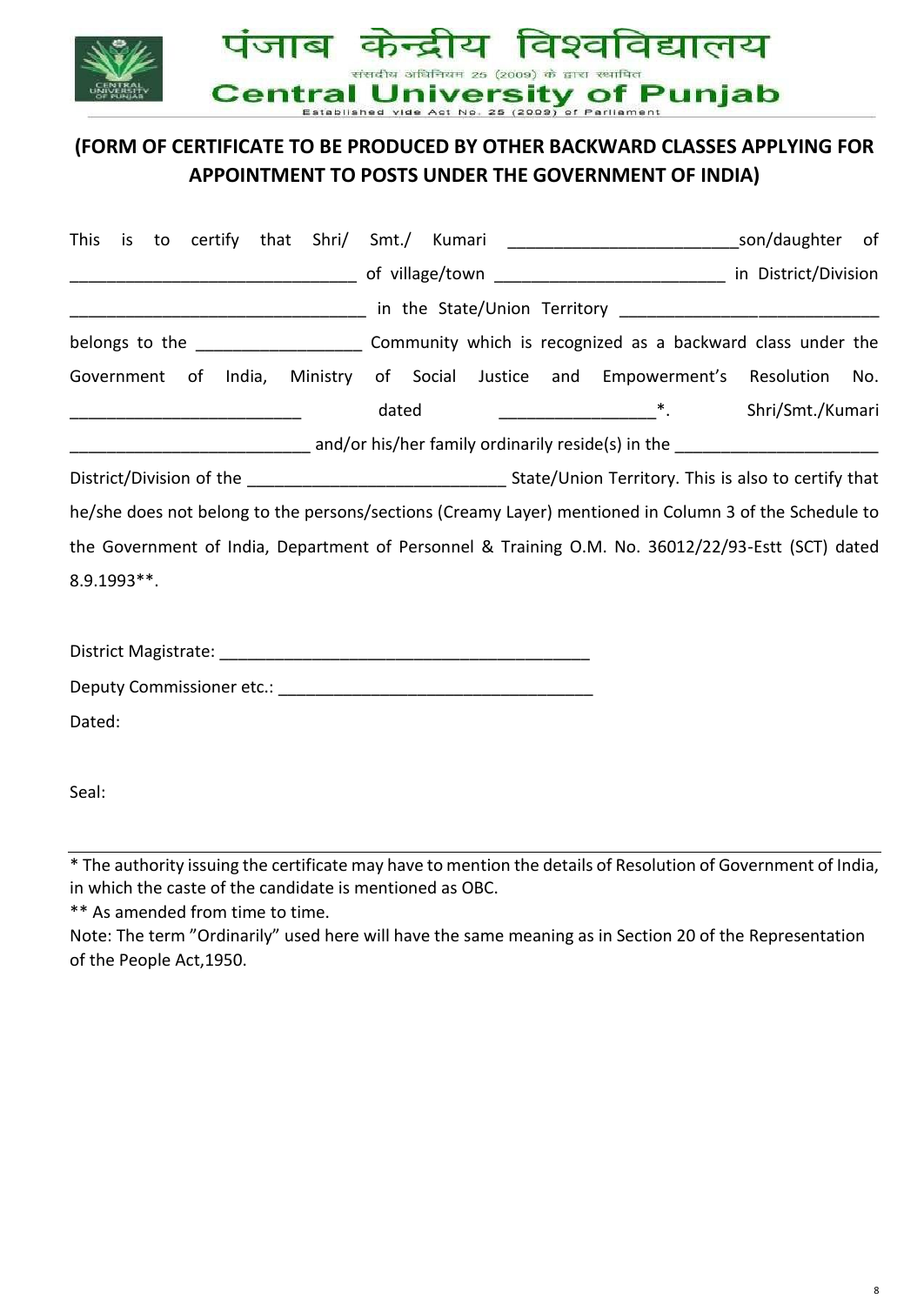पंजाब केन्द्रीय विश्वविद्यालय

संसदीय अधिनियम 25 (2009) के द्वारा स्थापित

**Central University of Punjab**

Established vide Act No. 25 (2009) of Parliament

## (FORM OF CERTIFICATE TO BE PRODUCED BY OTHER BACKWARD CLASSES APPLYING FOR APPOINTMENT TO POSTS UNDER THE GOVERNMENT OF INDIA)

This is to certify that Shri/ Smt./ Kumari ________________________son/daughter of ______________________________ of village/town ________________________ in District/Division ______________________________ in the State/Union Territory ___________________________ belongs to the _________________ Community which is recognized as a backward class under the Government of India, Ministry of Social Justice and Empowerment's Resolution No. ________________________ dated ________________*. Shri/Smt./Kumari ________________________ and/or his/her family ordinarily reside(s) in the ____________________ District/Division of the ___________________________ State/Union Territory. This is also to certify that he/she does not belong to the persons/sections (Creamy Layer) mentioned in Column 3 of the Schedule to the Government of India, Department of Personnel & Training O.M. No. 36012/22/93-Estt (SCT) dated 8.9.1993**.

District Magistrate: ______________________________________

Deputy Commissioner etc.: _________________________________

Dated:

Seal:

---

* The authority issuing the certificate may have to mention the details of Resolution of Government of India, in which the caste of the candidate is mentioned as OBC.

** As amended from time to time.

Note: The term "Ordinarily" used here will have the same meaning as in Section 20 of the Representation of the People Act,1950.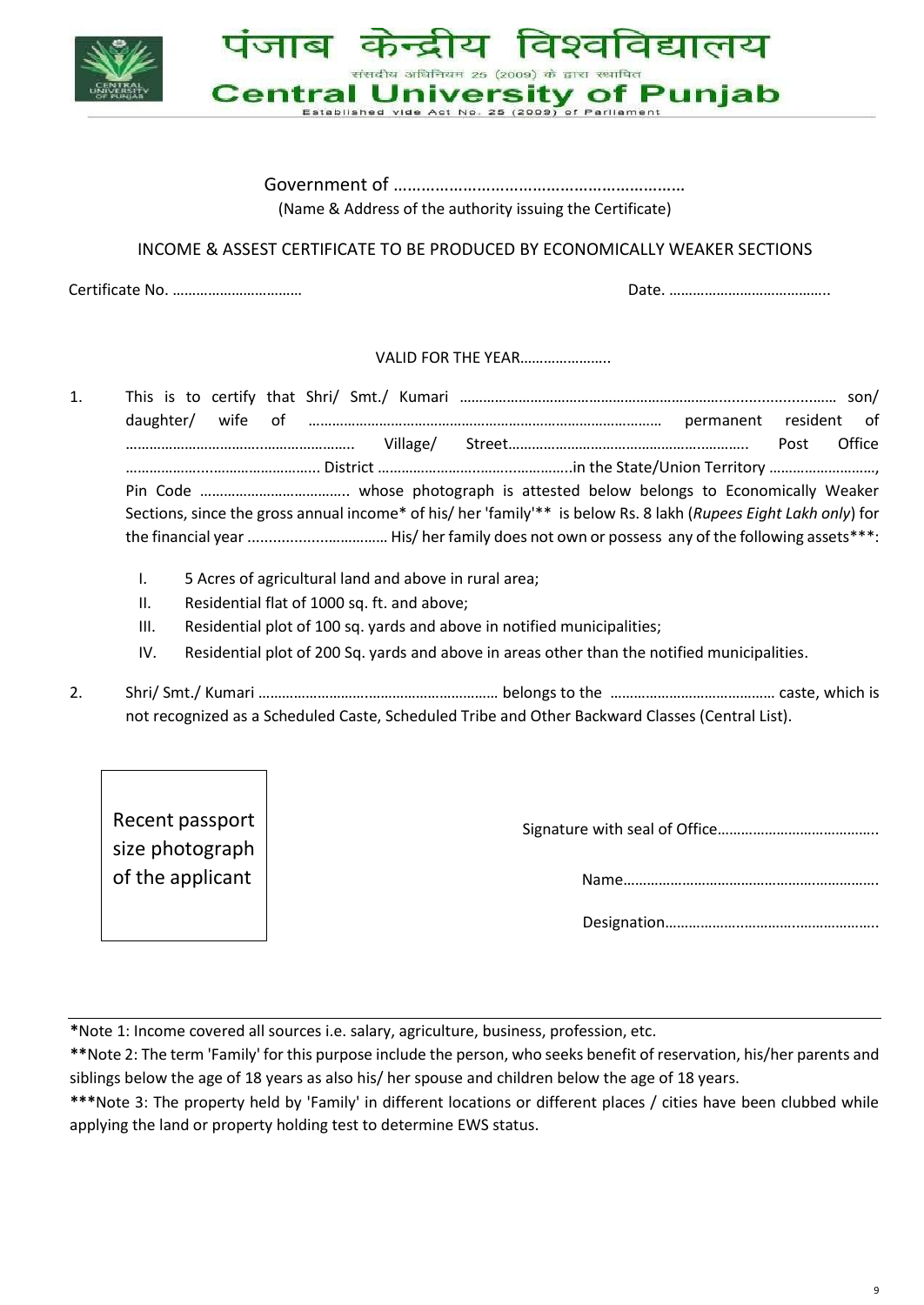पंजाब केन्द्रीय विश्वविद्यालय

संसदीय अधिनियम 25 (2009) के द्वारा स्थापित

**Central University of Punjab**

Established vide Act No. 25 (2009) of Parliament

Government of ……………………………………………………….

(Name & Address of the authority issuing the Certificate)

INCOME & ASSEST CERTIFICATE TO BE PRODUCED BY ECONOMICALLY WEAKER SECTIONS

Certificate No. …………………………… Date. …………………………………..

VALID FOR THE YEAR…………………..

1. This is to certify that Shri/ Smt./ Kumari ……………………………………………………………………………… son/ daughter/ wife of ……………………………………………………………………………… permanent resident of ……………………………………………………. Village/ Street……………………………………………………. Post Office ……………………………………………. District ……………………………………………..in the State/Union Territory ………………………, Pin Code ……………………………….. whose photograph is attested below belongs to Economically Weaker Sections, since the gross annual income* of his/ her 'family'** is below Rs. 8 lakh (*Rupees Eight Lakh only*) for the financial year …………………………… His/ her family does not own or possess any of the following assets***:

   I. 5 Acres of agricultural land and above in rural area;
   II. Residential flat of 1000 sq. ft. and above;
   III. Residential plot of 100 sq. yards and above in notified municipalities;
   IV. Residential plot of 200 Sq. yards and above in areas other than the notified municipalities.

2. Shri/ Smt./ Kumari …………………………………………………… belongs to the …………………………………… caste, which is not recognized as a Scheduled Caste, Scheduled Tribe and Other Backward Classes (Central List).

Recent passport size photograph of the applicant

Signature with seal of Office…………………………………..

Name……………………………………………………….

Designation……………………………………………….

**\***Note 1: Income covered all sources i.e. salary, agriculture, business, profession, etc.

**\*\***Note 2: The term 'Family' for this purpose include the person, who seeks benefit of reservation, his/her parents and siblings below the age of 18 years as also his/ her spouse and children below the age of 18 years.

**\*\*\***Note 3: The property held by 'Family' in different locations or different places / cities have been clubbed while applying the land or property holding test to determine EWS status.